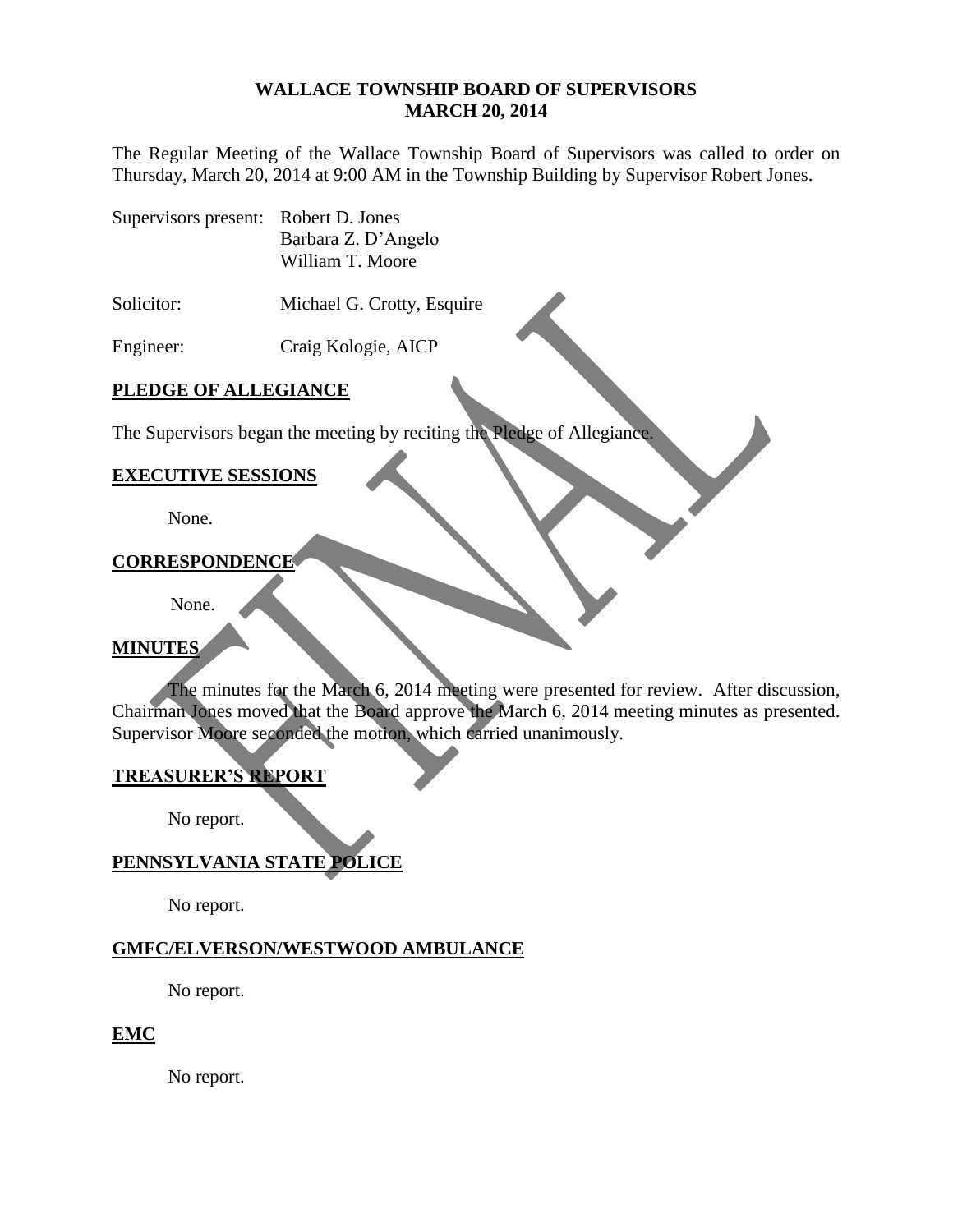**WALLACE TOWNSHIP BOARD OF SUPERVISORS**
**MARCH 20, 2014**

The Regular Meeting of the Wallace Township Board of Supervisors was called to order on Thursday, March 20, 2014 at 9:00 AM in the Township Building by Supervisor Robert Jones.

Supervisors present: Robert D. Jones
Barbara Z. D'Angelo
William T. Moore

Solicitor: Michael G. Crotty, Esquire

Engineer: Craig Kologie, AICP

**PLEDGE OF ALLEGIANCE**

The Supervisors began the meeting by reciting the Pledge of Allegiance.

**EXECUTIVE SESSIONS**

None.

**CORRESPONDENCE**

None.

**MINUTES**

The minutes for the March 6, 2014 meeting were presented for review. After discussion, Chairman Jones moved that the Board approve the March 6, 2014 meeting minutes as presented. Supervisor Moore seconded the motion, which carried unanimously.

**TREASURER'S REPORT**

No report.

**PENNSYLVANIA STATE POLICE**

No report.

**GMFC/ELVERSON/WESTWOOD AMBULANCE**

No report.

**EMC**

No report.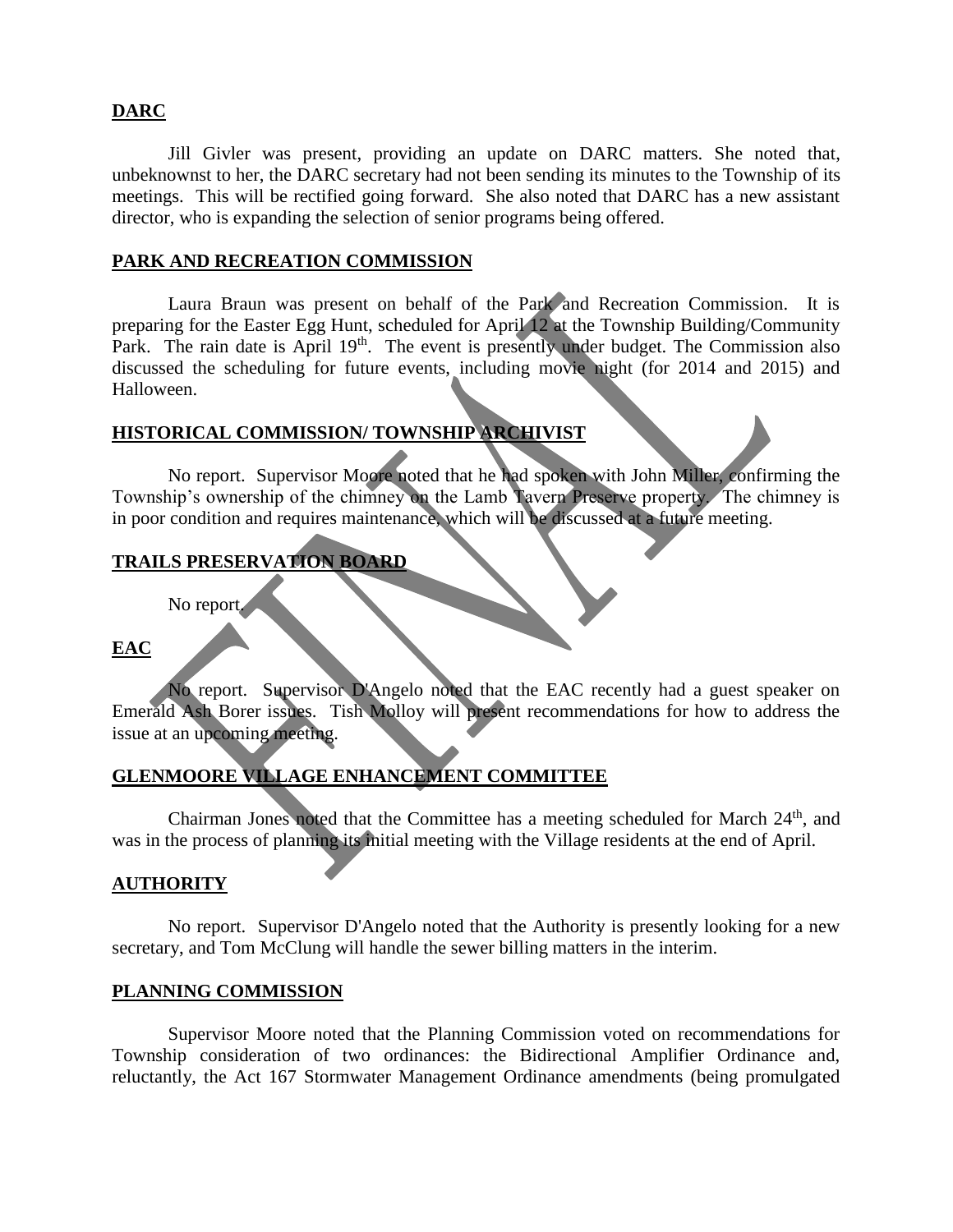## DARC

Jill Givler was present, providing an update on DARC matters. She noted that, unbeknownst to her, the DARC secretary had not been sending its minutes to the Township of its meetings. This will be rectified going forward. She also noted that DARC has a new assistant director, who is expanding the selection of senior programs being offered.

## PARK AND RECREATION COMMISSION

Laura Braun was present on behalf of the Park and Recreation Commission. It is preparing for the Easter Egg Hunt, scheduled for April 12 at the Township Building/Community Park. The rain date is April 19th. The event is presently under budget. The Commission also discussed the scheduling for future events, including movie night (for 2014 and 2015) and Halloween.

## HISTORICAL COMMISSION/ TOWNSHIP ARCHIVIST

No report. Supervisor Moore noted that he had spoken with John Miller, confirming the Township's ownership of the chimney on the Lamb Tavern Preserve property. The chimney is in poor condition and requires maintenance, which will be discussed at a future meeting.

## TRAILS PRESERVATION BOARD

No report.

## EAC

No report. Supervisor D'Angelo noted that the EAC recently had a guest speaker on Emerald Ash Borer issues. Tish Molloy will present recommendations for how to address the issue at an upcoming meeting.

## GLENMOORE VILLAGE ENHANCEMENT COMMITTEE

Chairman Jones noted that the Committee has a meeting scheduled for March 24th, and was in the process of planning its initial meeting with the Village residents at the end of April.

## AUTHORITY

No report. Supervisor D'Angelo noted that the Authority is presently looking for a new secretary, and Tom McClung will handle the sewer billing matters in the interim.

## PLANNING COMMISSION

Supervisor Moore noted that the Planning Commission voted on recommendations for Township consideration of two ordinances: the Bidirectional Amplifier Ordinance and, reluctantly, the Act 167 Stormwater Management Ordinance amendments (being promulgated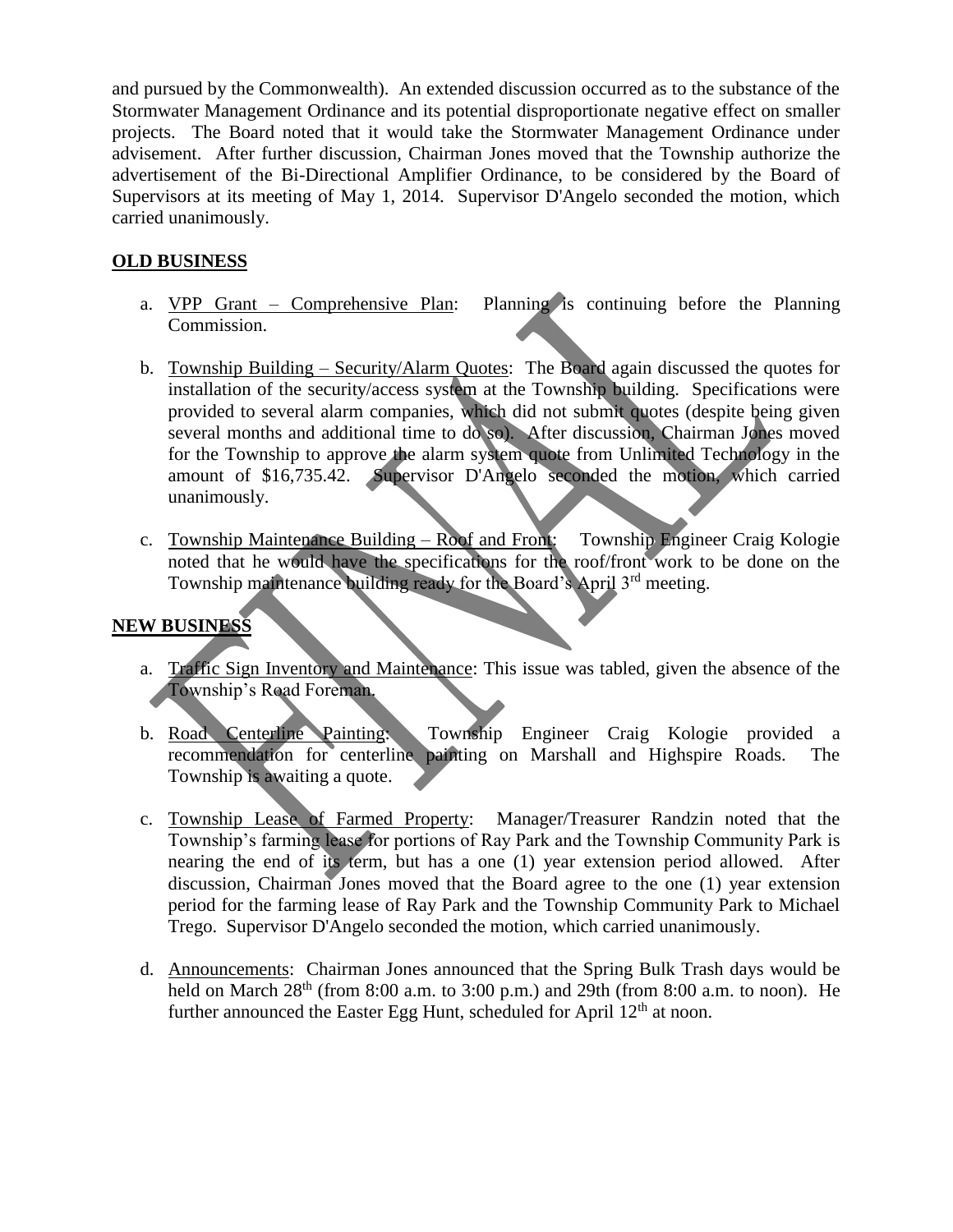and pursued by the Commonwealth). An extended discussion occurred as to the substance of the Stormwater Management Ordinance and its potential disproportionate negative effect on smaller projects. The Board noted that it would take the Stormwater Management Ordinance under advisement. After further discussion, Chairman Jones moved that the Township authorize the advertisement of the Bi-Directional Amplifier Ordinance, to be considered by the Board of Supervisors at its meeting of May 1, 2014. Supervisor D'Angelo seconded the motion, which carried unanimously.

**OLD BUSINESS**

a. VPP Grant – Comprehensive Plan: Planning is continuing before the Planning Commission.

b. Township Building – Security/Alarm Quotes: The Board again discussed the quotes for installation of the security/access system at the Township building. Specifications were provided to several alarm companies, which did not submit quotes (despite being given several months and additional time to do so). After discussion, Chairman Jones moved for the Township to approve the alarm system quote from Unlimited Technology in the amount of $16,735.42. Supervisor D'Angelo seconded the motion, which carried unanimously.

c. Township Maintenance Building – Roof and Front: Township Engineer Craig Kologie noted that he would have the specifications for the roof/front work to be done on the Township maintenance building ready for the Board's April 3rd meeting.

**NEW BUSINESS**

a. Traffic Sign Inventory and Maintenance: This issue was tabled, given the absence of the Township's Road Foreman.

b. Road Centerline Painting: Township Engineer Craig Kologie provided a recommendation for centerline painting on Marshall and Highspire Roads. The Township is awaiting a quote.

c. Township Lease of Farmed Property: Manager/Treasurer Randzin noted that the Township's farming lease for portions of Ray Park and the Township Community Park is nearing the end of its term, but has a one (1) year extension period allowed. After discussion, Chairman Jones moved that the Board agree to the one (1) year extension period for the farming lease of Ray Park and the Township Community Park to Michael Trego. Supervisor D'Angelo seconded the motion, which carried unanimously.

d. Announcements: Chairman Jones announced that the Spring Bulk Trash days would be held on March 28th (from 8:00 a.m. to 3:00 p.m.) and 29th (from 8:00 a.m. to noon). He further announced the Easter Egg Hunt, scheduled for April 12th at noon.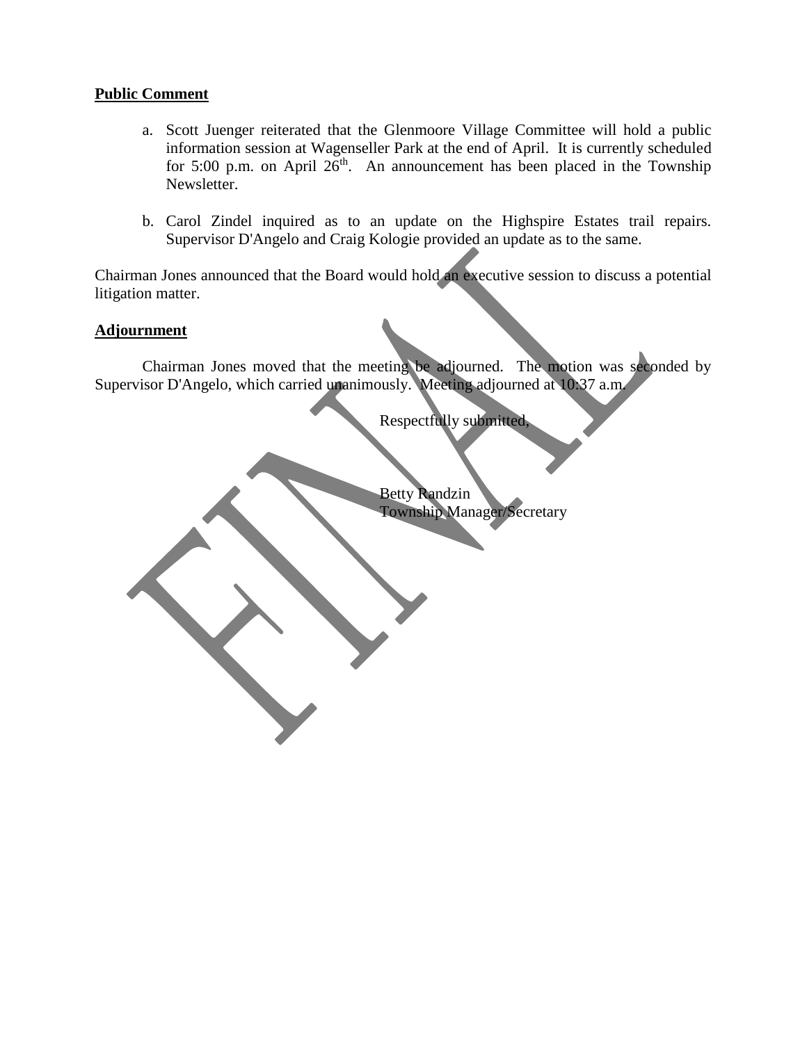**Public Comment**

a. Scott Juenger reiterated that the Glenmoore Village Committee will hold a public information session at Wagenseller Park at the end of April. It is currently scheduled for 5:00 p.m. on April 26th. An announcement has been placed in the Township Newsletter.

b. Carol Zindel inquired as to an update on the Highspire Estates trail repairs. Supervisor D'Angelo and Craig Kologie provided an update as to the same.

Chairman Jones announced that the Board would hold an executive session to discuss a potential litigation matter.

**Adjournment**

Chairman Jones moved that the meeting be adjourned. The motion was seconded by Supervisor D'Angelo, which carried unanimously. Meeting adjourned at 10:37 a.m.

Respectfully submitted,

Betty Randzin
Township Manager/Secretary

FINAL